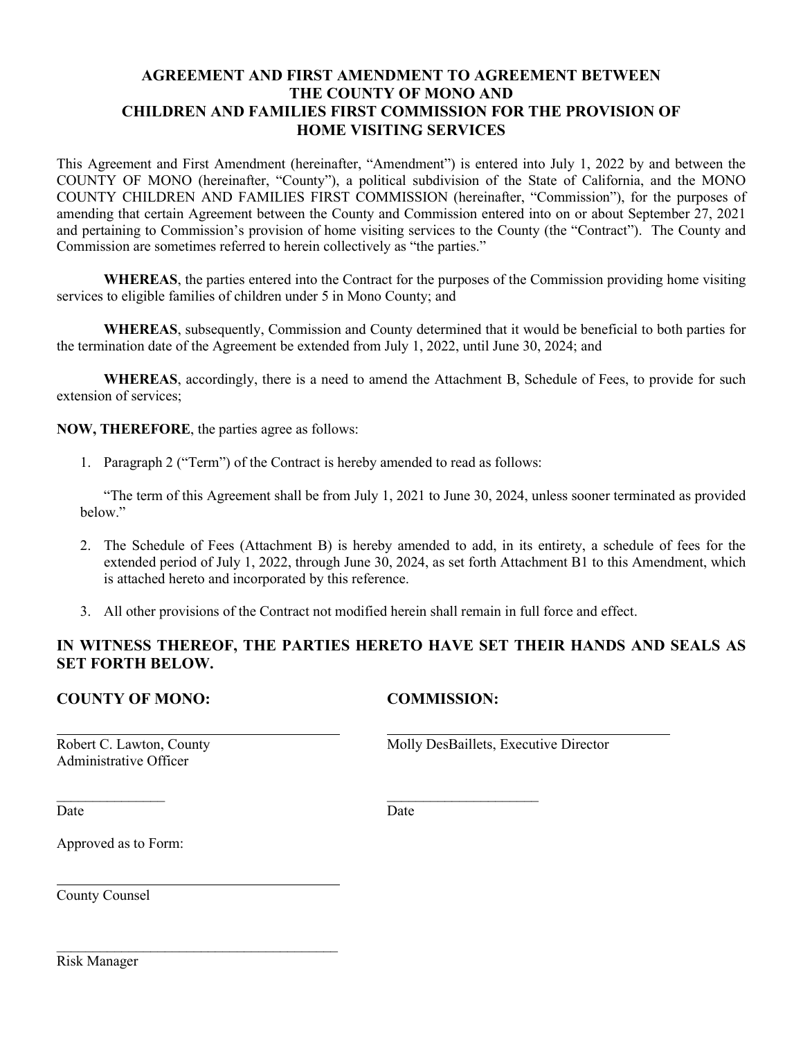# AGREEMENT AND FIRST AMENDMENT TO AGREEMENT BETWEEN THE COUNTY OF MONO AND CHILDREN AND FAMILIES FIRST COMMISSION FOR THE PROVISION OF HOME VISITING SERVICES

This Agreement and First Amendment (hereinafter, "Amendment") is entered into July 1, 2022 by and between the COUNTY OF MONO (hereinafter, "County"), a political subdivision of the State of California, and the MONO COUNTY CHILDREN AND FAMILIES FIRST COMMISSION (hereinafter, "Commission"), for the purposes of amending that certain Agreement between the County and Commission entered into on or about September 27, 2021 and pertaining to Commission's provision of home visiting services to the County (the "Contract"). The County and Commission are sometimes referred to herein collectively as "the parties."

**WHEREAS**, the parties entered into the Contract for the purposes of the Commission providing home visiting services to eligible families of children under 5 in Mono County; and

**WHEREAS**, subsequently, Commission and County determined that it would be beneficial to both parties for the termination date of the Agreement be extended from July 1, 2022, until June 30, 2024; and

**WHEREAS**, accordingly, there is a need to amend the Attachment B, Schedule of Fees, to provide for such extension of services;

**NOW, THEREFORE**, the parties agree as follows:

1. Paragraph 2 ("Term") of the Contract is hereby amended to read as follows:

   "The term of this Agreement shall be from July 1, 2021 to June 30, 2024, unless sooner terminated as provided below."

2. The Schedule of Fees (Attachment B) is hereby amended to add, in its entirety, a schedule of fees for the extended period of July 1, 2022, through June 30, 2024, as set forth Attachment B1 to this Amendment, which is attached hereto and incorporated by this reference.

3. All other provisions of the Contract not modified herein shall remain in full force and effect.

## IN WITNESS THEREOF, THE PARTIES HERETO HAVE SET THEIR HANDS AND SEALS AS SET FORTH BELOW.

**COUNTY OF MONO:**

______________________________

Robert C. Lawton, County Administrative Officer

______________

Date

**COMMISSION:**

______________________________

Molly DesBaillets, Executive Director

______________

Date

Approved as to Form:

______________________________

County Counsel

______________________________

Risk Manager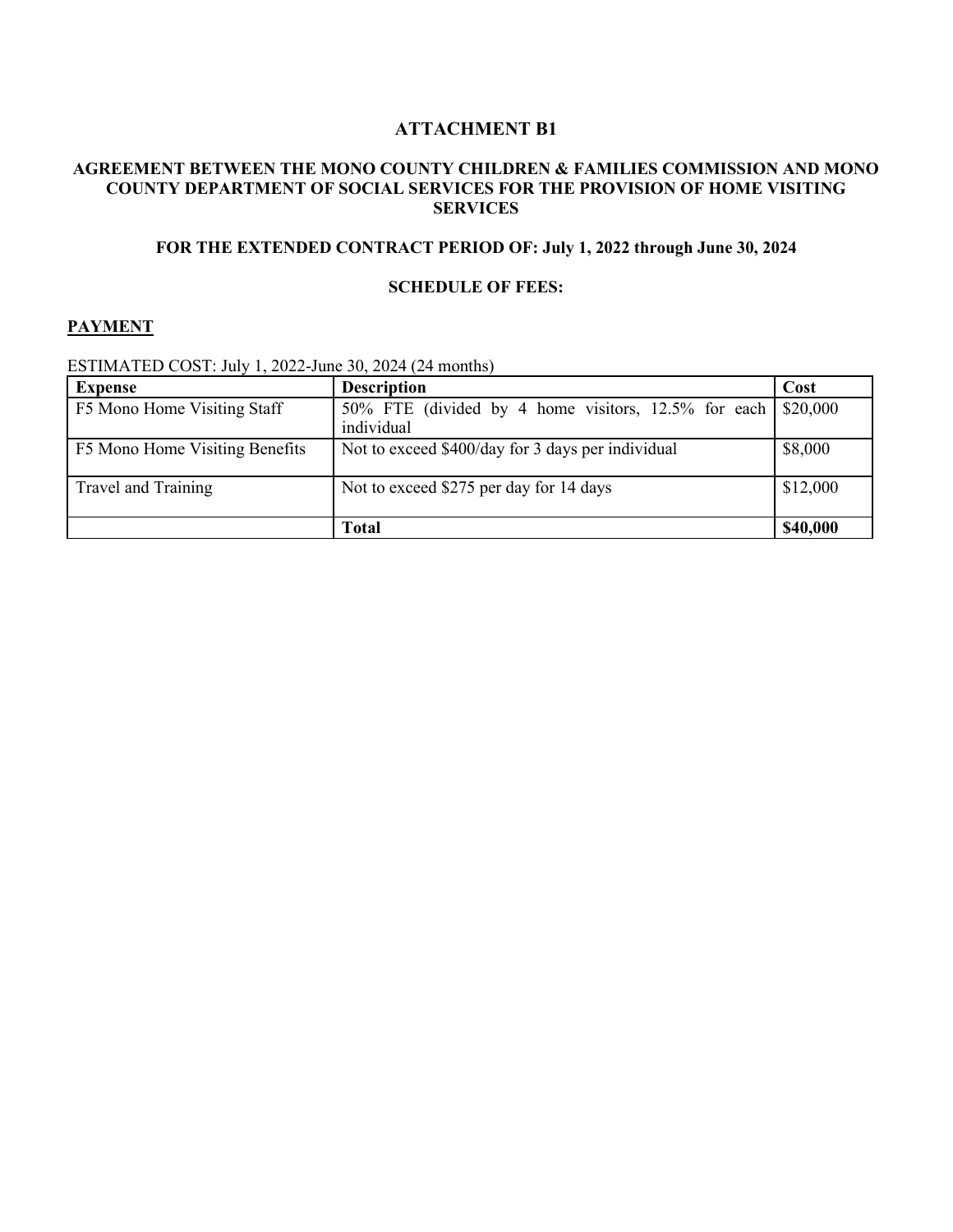# ATTACHMENT B1

## AGREEMENT BETWEEN THE MONO COUNTY CHILDREN & FAMILIES COMMISSION AND MONO COUNTY DEPARTMENT OF SOCIAL SERVICES FOR THE PROVISION OF HOME VISITING SERVICES

### FOR THE EXTENDED CONTRACT PERIOD OF: July 1, 2022 through June 30, 2024

### SCHEDULE OF FEES:

**PAYMENT**

ESTIMATED COST: July 1, 2022-June 30, 2024 (24 months)

| Expense | Description | Cost |
|---|---|---|
| F5 Mono Home Visiting Staff | 50% FTE (divided by 4 home visitors, 12.5% for each individual | $20,000 |
| F5 Mono Home Visiting Benefits | Not to exceed $400/day for 3 days per individual | $8,000 |
| Travel and Training | Not to exceed $275 per day for 14 days | $12,000 |
| | **Total** | **$40,000** |